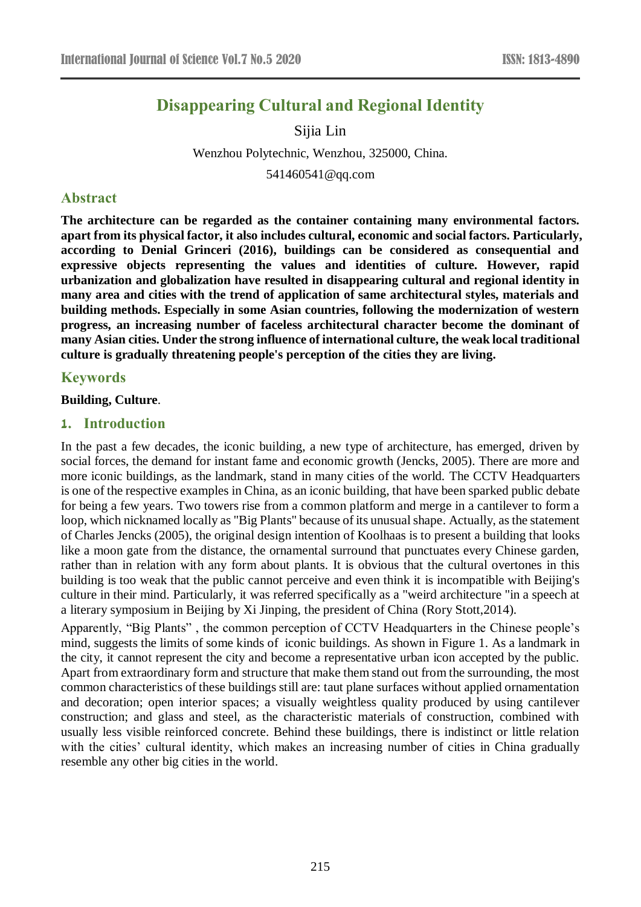# Disappearing Cultural and Regional Identity

Sijia Lin

Wenzhou Polytechnic, Wenzhou, 325000, China.

541460541@qq.com

## Abstract

**The architecture can be regarded as the container containing many environmental factors. apart from its physical factor, it also includes cultural, economic and social factors. Particularly, according to Denial Grinceri (2016), buildings can be considered as consequential and expressive objects representing the values and identities of culture. However, rapid urbanization and globalization have resulted in disappearing cultural and regional identity in many area and cities with the trend of application of same architectural styles, materials and building methods. Especially in some Asian countries, following the modernization of western progress, an increasing number of faceless architectural character become the dominant of many Asian cities. Under the strong influence of international culture, the weak local traditional culture is gradually threatening people's perception of the cities they are living.**

## Keywords

**Building, Culture**.

## 1. Introduction

In the past a few decades, the iconic building, a new type of architecture, has emerged, driven by social forces, the demand for instant fame and economic growth (Jencks, 2005). There are more and more iconic buildings, as the landmark, stand in many cities of the world. The CCTV Headquarters is one of the respective examples in China, as an iconic building, that have been sparked public debate for being a few years. Two towers rise from a common platform and merge in a cantilever to form a loop, which nicknamed locally as "Big Plants" because of its unusual shape. Actually, as the statement of Charles Jencks (2005), the original design intention of Koolhaas is to present a building that looks like a moon gate from the distance, the ornamental surround that punctuates every Chinese garden, rather than in relation with any form about plants. It is obvious that the cultural overtones in this building is too weak that the public cannot perceive and even think it is incompatible with Beijing's culture in their mind. Particularly, it was referred specifically as a "weird architecture "in a speech at a literary symposium in Beijing by Xi Jinping, the president of China (Rory Stott,2014).

Apparently, “Big Plants” , the common perception of CCTV Headquarters in the Chinese people’s mind, suggests the limits of some kinds of iconic buildings. As shown in Figure 1. As a landmark in the city, it cannot represent the city and become a representative urban icon accepted by the public. Apart from extraordinary form and structure that make them stand out from the surrounding, the most common characteristics of these buildings still are: taut plane surfaces without applied ornamentation and decoration; open interior spaces; a visually weightless quality produced by using cantilever construction; and glass and steel, as the characteristic materials of construction, combined with usually less visible reinforced concrete. Behind these buildings, there is indistinct or little relation with the cities’ cultural identity, which makes an increasing number of cities in China gradually resemble any other big cities in the world.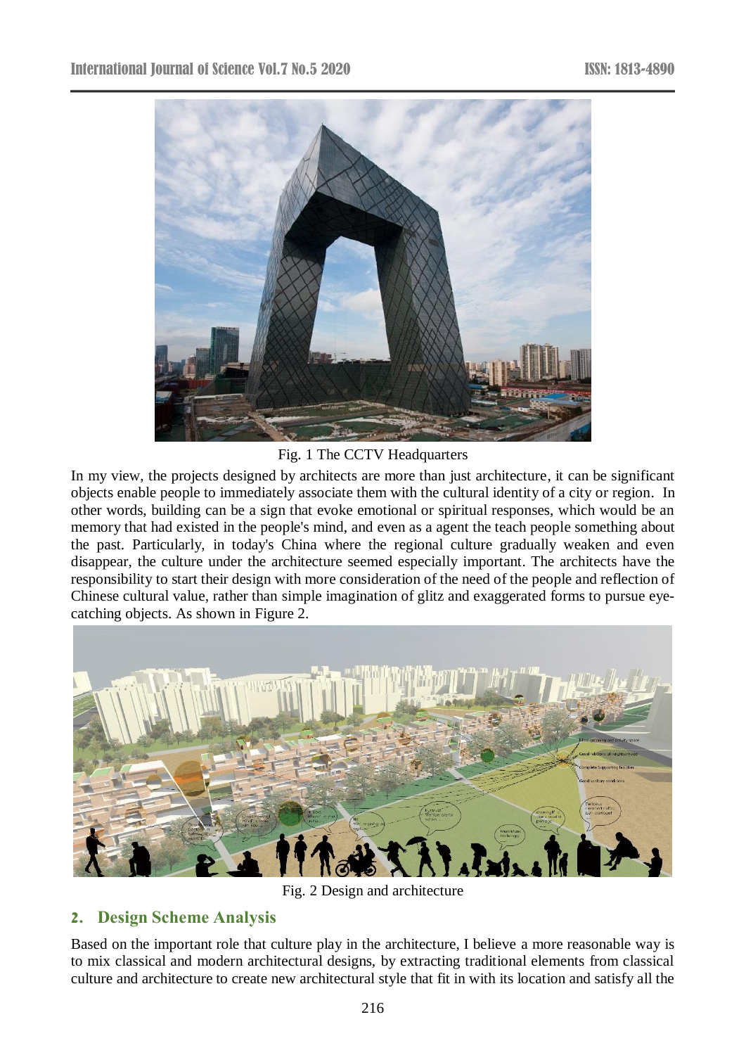Fig. 1 The CCTV Headquarters

In my view, the projects designed by architects are more than just architecture, it can be significant objects enable people to immediately associate them with the cultural identity of a city or region. In other words, building can be a sign that evoke emotional or spiritual responses, which would be an memory that had existed in the people's mind, and even as a agent the teach people something about the past. Particularly, in today's China where the regional culture gradually weaken and even disappear, the culture under the architecture seemed especially important. The architects have the responsibility to start their design with more consideration of the need of the people and reflection of Chinese cultural value, rather than simple imagination of glitz and exaggerated forms to pursue eye-catching objects. As shown in Figure 2.

Fig. 2 Design and architecture

## 2. Design Scheme Analysis

Based on the important role that culture play in the architecture, I believe a more reasonable way is to mix classical and modern architectural designs, by extracting traditional elements from classical culture and architecture to create new architectural style that fit in with its location and satisfy all the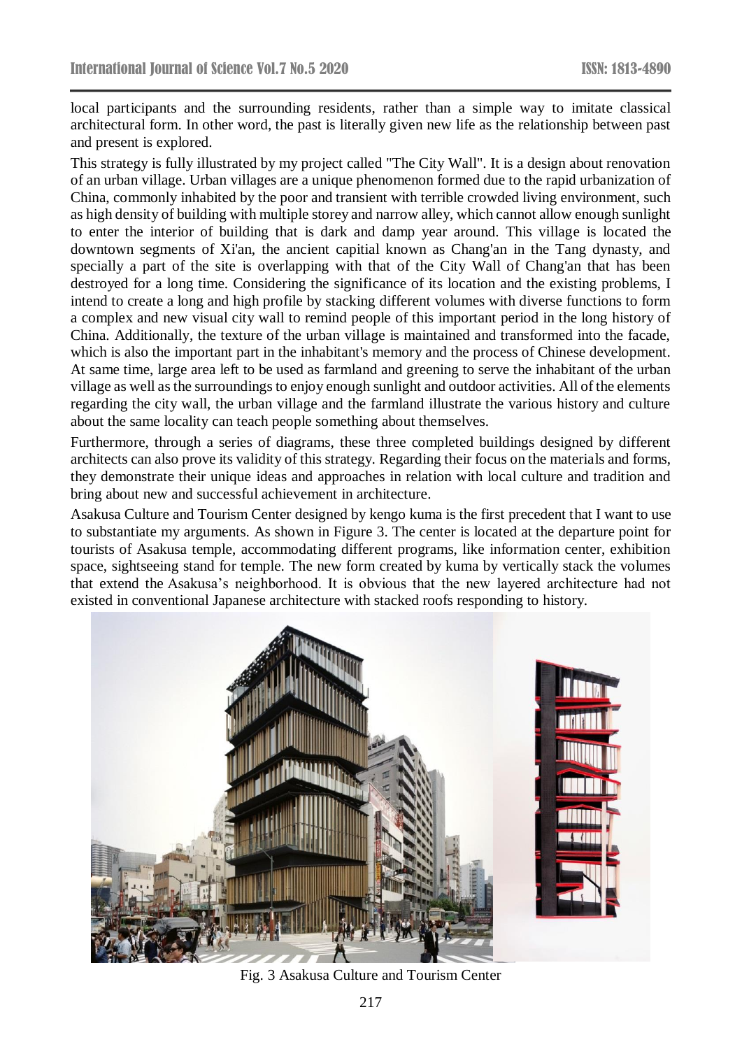local participants and the surrounding residents, rather than a simple way to imitate classical architectural form. In other word, the past is literally given new life as the relationship between past and present is explored.

This strategy is fully illustrated by my project called "The City Wall". It is a design about renovation of an urban village. Urban villages are a unique phenomenon formed due to the rapid urbanization of China, commonly inhabited by the poor and transient with terrible crowded living environment, such as high density of building with multiple storey and narrow alley, which cannot allow enough sunlight to enter the interior of building that is dark and damp year around. This village is located the downtown segments of Xi'an, the ancient capital known as Chang'an in the Tang dynasty, and specially a part of the site is overlapping with that of the City Wall of Chang'an that has been destroyed for a long time. Considering the significance of its location and the existing problems, I intend to create a long and high profile by stacking different volumes with diverse functions to form a complex and new visual city wall to remind people of this important period in the long history of China. Additionally, the texture of the urban village is maintained and transformed into the facade, which is also the important part in the inhabitant's memory and the process of Chinese development. At same time, large area left to be used as farmland and greening to serve the inhabitant of the urban village as well as the surroundings to enjoy enough sunlight and outdoor activities. All of the elements regarding the city wall, the urban village and the farmland illustrate the various history and culture about the same locality can teach people something about themselves.

Furthermore, through a series of diagrams, these three completed buildings designed by different architects can also prove its validity of this strategy. Regarding their focus on the materials and forms, they demonstrate their unique ideas and approaches in relation with local culture and tradition and bring about new and successful achievement in architecture.

Asakusa Culture and Tourism Center designed by kengo kuma is the first precedent that I want to use to substantiate my arguments. As shown in Figure 3. The center is located at the departure point for tourists of Asakusa temple, accommodating different programs, like information center, exhibition space, sightseeing stand for temple. The new form created by kuma by vertically stack the volumes that extend the Asakusa's neighborhood. It is obvious that the new layered architecture had not existed in conventional Japanese architecture with stacked roofs responding to history.

Fig. 3 Asakusa Culture and Tourism Center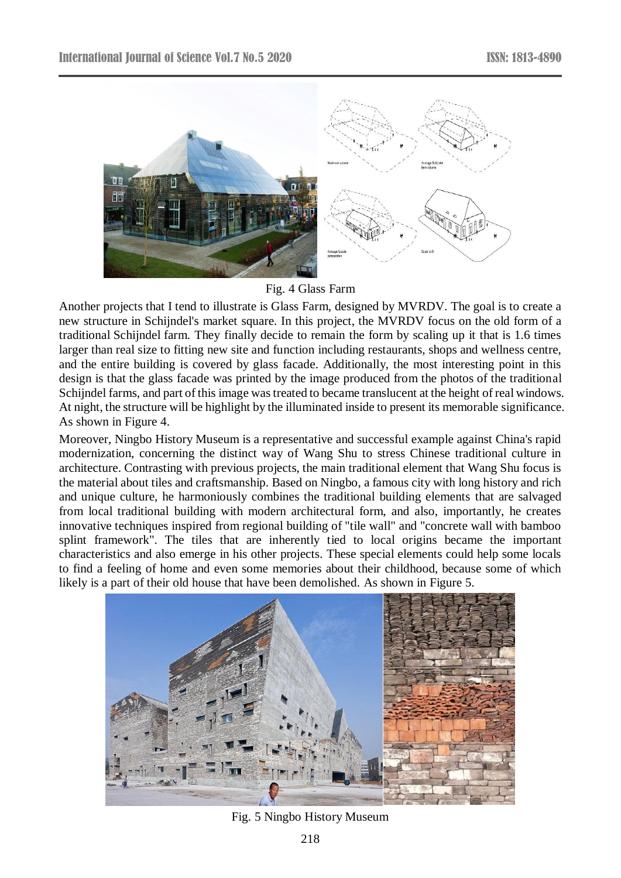Fig. 4 Glass Farm

Another projects that I tend to illustrate is Glass Farm, designed by MVRDV. The goal is to create a new structure in Schijndel's market square. In this project, the MVRDV focus on the old form of a traditional Schijndel farm. They finally decide to remain the form by scaling up it that is 1.6 times larger than real size to fitting new site and function including restaurants, shops and wellness centre, and the entire building is covered by glass facade. Additionally, the most interesting point in this design is that the glass facade was printed by the image produced from the photos of the traditional Schijndel farms, and part of this image was treated to became translucent at the height of real windows. At night, the structure will be highlight by the illuminated inside to present its memorable significance. As shown in Figure 4.

Moreover, Ningbo History Museum is a representative and successful example against China's rapid modernization, concerning the distinct way of Wang Shu to stress Chinese traditional culture in architecture. Contrasting with previous projects, the main traditional element that Wang Shu focus is the material about tiles and craftsmanship. Based on Ningbo, a famous city with long history and rich and unique culture, he harmoniously combines the traditional building elements that are salvaged from local traditional building with modern architectural form, and also, importantly, he creates innovative techniques inspired from regional building of "tile wall" and "concrete wall with bamboo splint framework". The tiles that are inherently tied to local origins became the important characteristics and also emerge in his other projects. These special elements could help some locals to find a feeling of home and even some memories about their childhood, because some of which likely is a part of their old house that have been demolished. As shown in Figure 5.

Fig. 5 Ningbo History Museum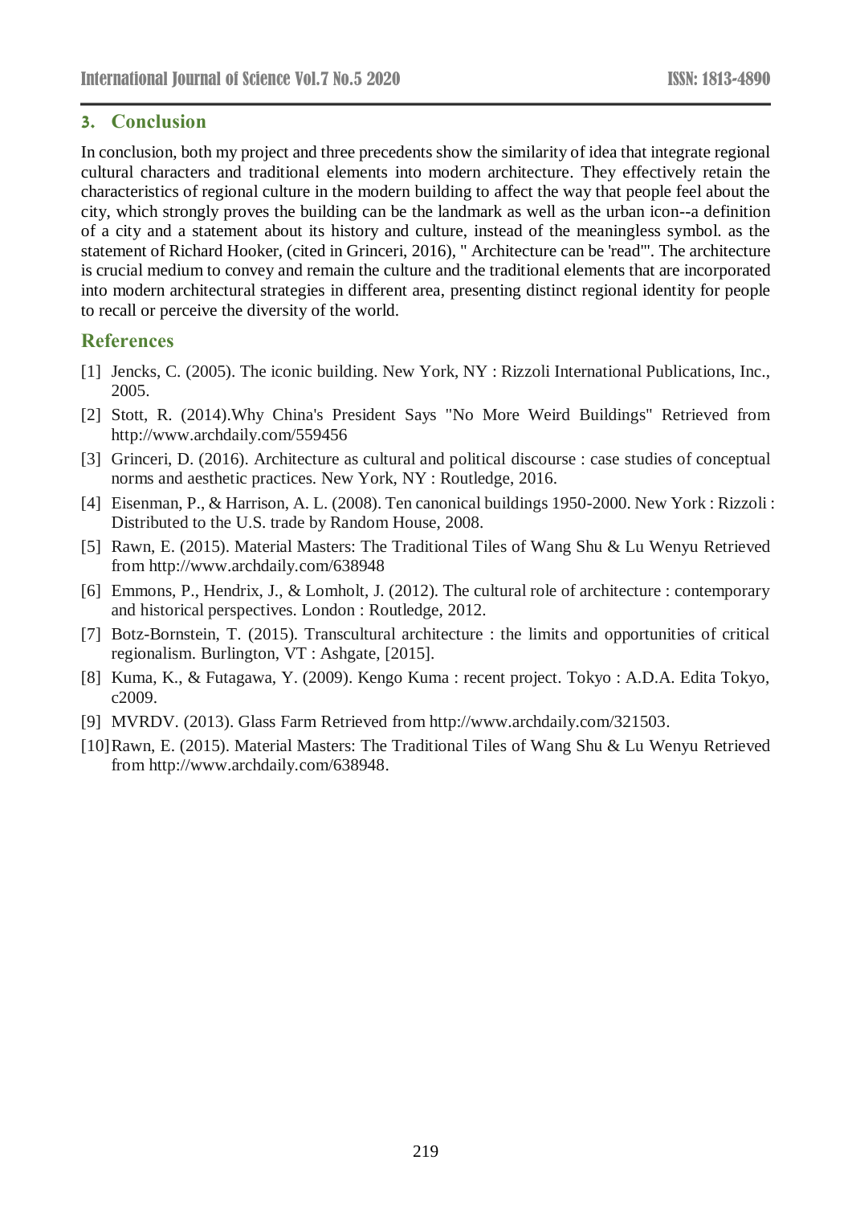## 3. Conclusion

In conclusion, both my project and three precedents show the similarity of idea that integrate regional cultural characters and traditional elements into modern architecture. They effectively retain the characteristics of regional culture in the modern building to affect the way that people feel about the city, which strongly proves the building can be the landmark as well as the urban icon--a definition of a city and a statement about its history and culture, instead of the meaningless symbol. as the statement of Richard Hooker, (cited in Grinceri, 2016), " Architecture can be 'read'". The architecture is crucial medium to convey and remain the culture and the traditional elements that are incorporated into modern architectural strategies in different area, presenting distinct regional identity for people to recall or perceive the diversity of the world.

## References

[1] Jencks, C. (2005). The iconic building. New York, NY : Rizzoli International Publications, Inc., 2005.

[2] Stott, R. (2014).Why China's President Says "No More Weird Buildings" Retrieved from http://www.archdaily.com/559456

[3] Grinceri, D. (2016). Architecture as cultural and political discourse : case studies of conceptual norms and aesthetic practices. New York, NY : Routledge, 2016.

[4] Eisenman, P., & Harrison, A. L. (2008). Ten canonical buildings 1950-2000. New York : Rizzoli : Distributed to the U.S. trade by Random House, 2008.

[5] Rawn, E. (2015). Material Masters: The Traditional Tiles of Wang Shu & Lu Wenyu Retrieved from http://www.archdaily.com/638948

[6] Emmons, P., Hendrix, J., & Lomholt, J. (2012). The cultural role of architecture : contemporary and historical perspectives. London : Routledge, 2012.

[7] Botz-Bornstein, T. (2015). Transcultural architecture : the limits and opportunities of critical regionalism. Burlington, VT : Ashgate, [2015].

[8] Kuma, K., & Futagawa, Y. (2009). Kengo Kuma : recent project. Tokyo : A.D.A. Edita Tokyo, c2009.

[9] MVRDV. (2013). Glass Farm Retrieved from http://www.archdaily.com/321503.

[10] Rawn, E. (2015). Material Masters: The Traditional Tiles of Wang Shu & Lu Wenyu Retrieved from http://www.archdaily.com/638948.